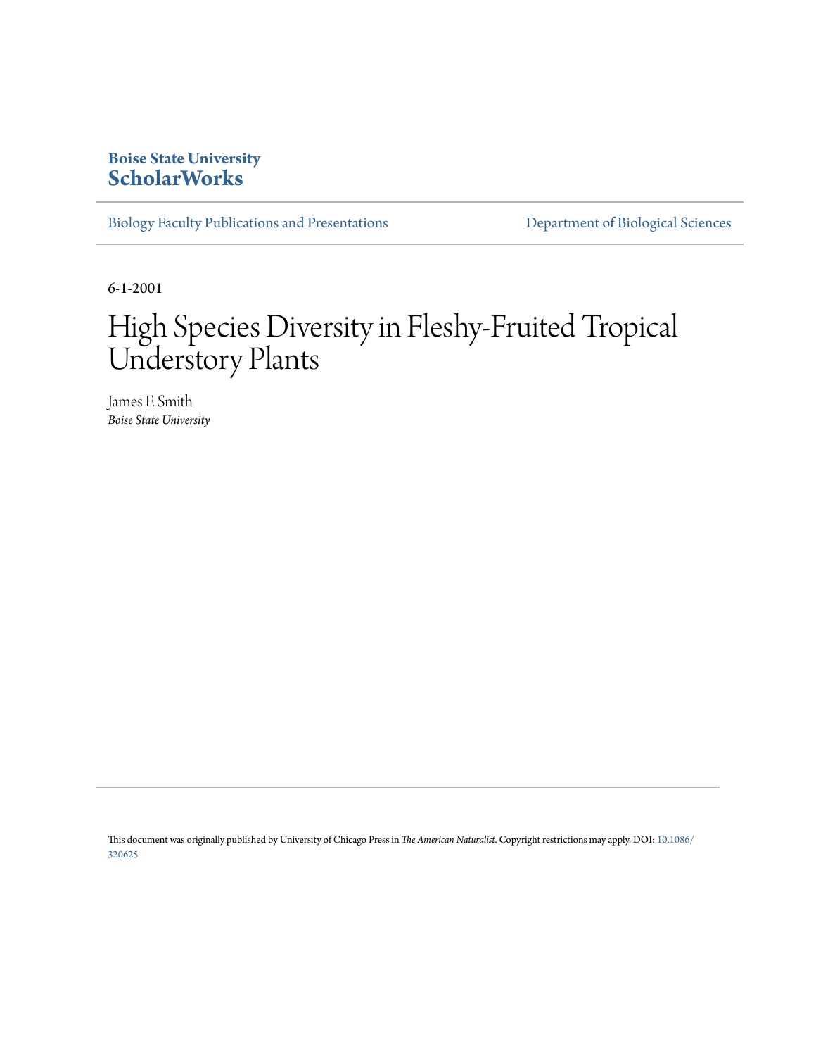**Boise State University**
**ScholarWorks**

Biology Faculty Publications and Presentations | Department of Biological Sciences

6-1-2001

# High Species Diversity in Fleshy-Fruited Tropical Understory Plants

James F. Smith
*Boise State University*

This document was originally published by University of Chicago Press in *The American Naturalist*. Copyright restrictions may apply. DOI: 10.1086/320625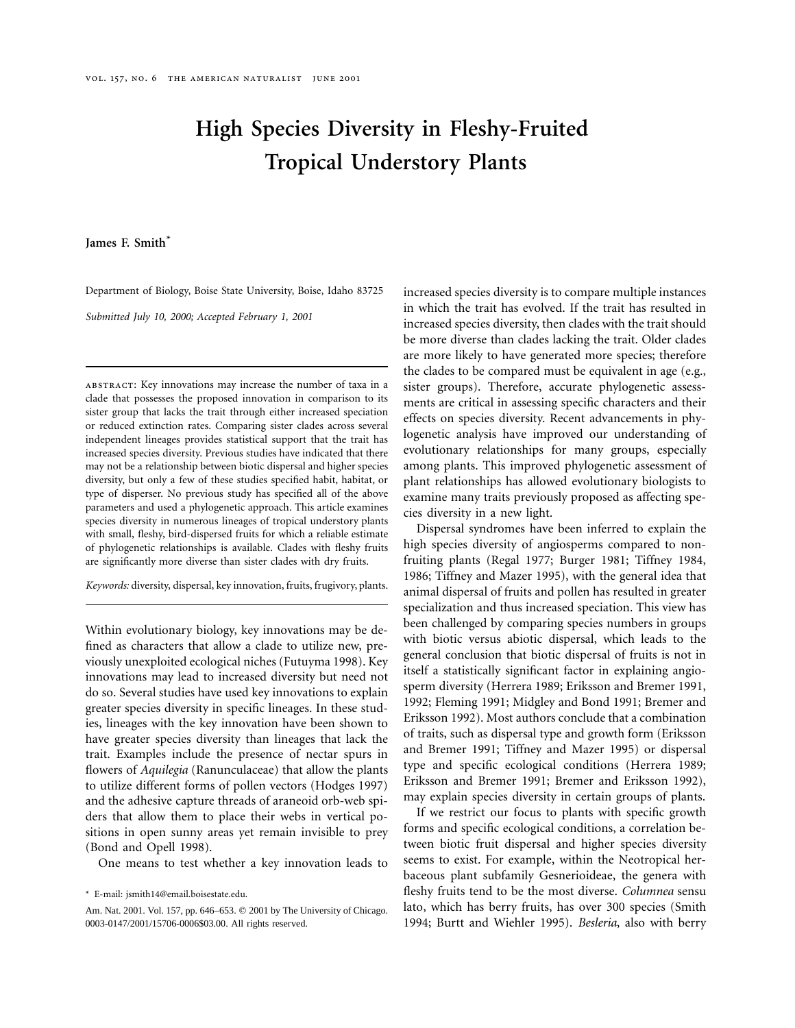# High Species Diversity in Fleshy-Fruited Tropical Understory Plants

**James F. Smith**[*]

Department of Biology, Boise State University, Boise, Idaho 83725

*Submitted July 10, 2000; Accepted February 1, 2001*

---

ABSTRACT: Key innovations may increase the number of taxa in a clade that possesses the proposed innovation in comparison to its sister group that lacks the trait through either increased speciation or reduced extinction rates. Comparing sister clades across several independent lineages provides statistical support that the trait has increased species diversity. Previous studies have indicated that there may not be a relationship between biotic dispersal and higher species diversity, but only a few of these studies specified habit, habitat, or type of disperser. No previous study has specified all of the above parameters and used a phylogenetic approach. This article examines species diversity in numerous lineages of tropical understory plants with small, fleshy, bird-dispersed fruits for which a reliable estimate of phylogenetic relationships is available. Clades with fleshy fruits are significantly more diverse than sister clades with dry fruits.

*Keywords:* diversity, dispersal, key innovation, fruits, frugivory, plants.

---

Within evolutionary biology, key innovations may be defined as characters that allow a clade to utilize new, previously unexploited ecological niches (Futuyma 1998). Key innovations may lead to increased diversity but need not do so. Several studies have used key innovations to explain greater species diversity in specific lineages. In these studies, lineages with the key innovation have been shown to have greater species diversity than lineages that lack the trait. Examples include the presence of nectar spurs in flowers of *Aquilegia* (Ranunculaceae) that allow the plants to utilize different forms of pollen vectors (Hodges 1997) and the adhesive capture threads of araneoid orb-web spiders that allow them to place their webs in vertical positions in open sunny areas yet remain invisible to prey (Bond and Opell 1998).

One means to test whether a key innovation leads to increased species diversity is to compare multiple instances in which the trait has evolved. If the trait has resulted in increased species diversity, then clades with the trait should be more diverse than clades lacking the trait. Older clades are more likely to have generated more species; therefore the clades to be compared must be equivalent in age (e.g., sister groups). Therefore, accurate phylogenetic assessments are critical in assessing specific characters and their effects on species diversity. Recent advancements in phylogenetic analysis have improved our understanding of evolutionary relationships for many groups, especially among plants. This improved phylogenetic assessment of plant relationships has allowed evolutionary biologists to examine many traits previously proposed as affecting species diversity in a new light.

Dispersal syndromes have been inferred to explain the high species diversity of angiosperms compared to nonfruiting plants (Regal 1977; Burger 1981; Tiffney 1984, 1986; Tiffney and Mazer 1995), with the general idea that animal dispersal of fruits and pollen has resulted in greater specialization and thus increased speciation. This view has been challenged by comparing species numbers in groups with biotic versus abiotic dispersal, which leads to the general conclusion that biotic dispersal of fruits is not in itself a statistically significant factor in explaining angiosperm diversity (Herrera 1989; Eriksson and Bremer 1991, 1992; Fleming 1991; Midgley and Bond 1991; Bremer and Eriksson 1992). Most authors conclude that a combination of traits, such as dispersal type and growth form (Eriksson and Bremer 1991; Tiffney and Mazer 1995) or dispersal type and specific ecological conditions (Herrera 1989; Eriksson and Bremer 1991; Bremer and Eriksson 1992), may explain species diversity in certain groups of plants.

If we restrict our focus to plants with specific growth forms and specific ecological conditions, a correlation between biotic fruit dispersal and higher species diversity seems to exist. For example, within the Neotropical herbaceous plant subfamily Gesnerioideae, the genera with fleshy fruits tend to be the most diverse. *Columnea* sensu lato, which has berry fruits, has over 300 species (Smith 1994; Burtt and Wiehler 1995). *Besleria*, also with berry

[*] E-mail: jsmith14@email.boisestate.edu.

Am. Nat. 2001. Vol. 157, pp. 646–653. © 2001 by The University of Chicago. 0003-0147/2001/15706-0006$03.00. All rights reserved.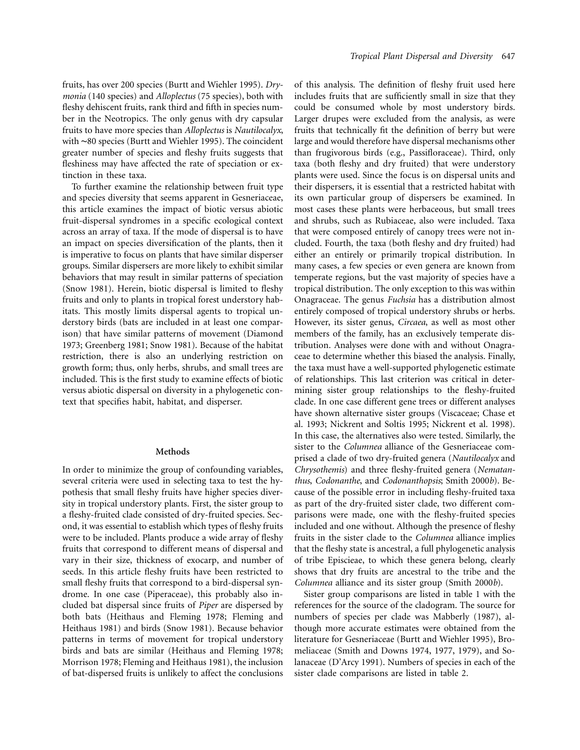fruits, has over 200 species (Burtt and Wiehler 1995). *Drymonia* (140 species) and *Alloplectus* (75 species), both with fleshy dehiscent fruits, rank third and fifth in species number in the Neotropics. The only genus with dry capsular fruits to have more species than *Alloplectus* is *Nautilocalyx*, with ~80 species (Burtt and Wiehler 1995). The coincident greater number of species and fleshy fruits suggests that fleshiness may have affected the rate of speciation or extinction in these taxa.

To further examine the relationship between fruit type and species diversity that seems apparent in Gesneriaceae, this article examines the impact of biotic versus abiotic fruit-dispersal syndromes in a specific ecological context across an array of taxa. If the mode of dispersal is to have an impact on species diversification of the plants, then it is imperative to focus on plants that have similar disperser groups. Similar dispersers are more likely to exhibit similar behaviors that may result in similar patterns of speciation (Snow 1981). Herein, biotic dispersal is limited to fleshy fruits and only to plants in tropical forest understory habitats. This mostly limits dispersal agents to tropical understory birds (bats are included in at least one comparison) that have similar patterns of movement (Diamond 1973; Greenberg 1981; Snow 1981). Because of the habitat restriction, there is also an underlying restriction on growth form; thus, only herbs, shrubs, and small trees are included. This is the first study to examine effects of biotic versus abiotic dispersal on diversity in a phylogenetic context that specifies habit, habitat, and disperser.

## Methods

In order to minimize the group of confounding variables, several criteria were used in selecting taxa to test the hypothesis that small fleshy fruits have higher species diversity in tropical understory plants. First, the sister group to a fleshy-fruited clade consisted of dry-fruited species. Second, it was essential to establish which types of fleshy fruits were to be included. Plants produce a wide array of fleshy fruits that correspond to different means of dispersal and vary in their size, thickness of exocarp, and number of seeds. In this article fleshy fruits have been restricted to small fleshy fruits that correspond to a bird-dispersal syndrome. In one case (Piperaceae), this probably also included bat dispersal since fruits of *Piper* are dispersed by both bats (Heithaus and Fleming 1978; Fleming and Heithaus 1981) and birds (Snow 1981). Because behavior patterns in terms of movement for tropical understory birds and bats are similar (Heithaus and Fleming 1978; Morrison 1978; Fleming and Heithaus 1981), the inclusion of bat-dispersed fruits is unlikely to affect the conclusions of this analysis. The definition of fleshy fruit used here includes fruits that are sufficiently small in size that they could be consumed whole by most understory birds. Larger drupes were excluded from the analysis, as were fruits that technically fit the definition of berry but were large and would therefore have dispersal mechanisms other than frugivorous birds (e.g., Passifloraceae). Third, only taxa (both fleshy and dry fruited) that were understory plants were used. Since the focus is on dispersal units and their dispersers, it is essential that a restricted habitat with its own particular group of dispersers be examined. In most cases these plants were herbaceous, but small trees and shrubs, such as Rubiaceae, also were included. Taxa that were composed entirely of canopy trees were not included. Fourth, the taxa (both fleshy and dry fruited) had either an entirely or primarily tropical distribution. In many cases, a few species or even genera are known from temperate regions, but the vast majority of species have a tropical distribution. The only exception to this was within Onagraceae. The genus *Fuchsia* has a distribution almost entirely composed of tropical understory shrubs or herbs. However, its sister genus, *Circaea*, as well as most other members of the family, has an exclusively temperate distribution. Analyses were done with and without Onagraceae to determine whether this biased the analysis. Finally, the taxa must have a well-supported phylogenetic estimate of relationships. This last criterion was critical in determining sister group relationships to the fleshy-fruited clade. In one case different gene trees or different analyses have shown alternative sister groups (Viscaceae; Chase et al. 1993; Nickrent and Soltis 1995; Nickrent et al. 1998). In this case, the alternatives also were tested. Similarly, the sister to the *Columnea* alliance of the Gesneriaceae comprised a clade of two dry-fruited genera (*Nautilocalyx* and *Chrysothemis*) and three fleshy-fruited genera (*Nematanthus*, *Codonanthe*, and *Codonanthopsis*; Smith 2000*b*). Because of the possible error in including fleshy-fruited taxa as part of the dry-fruited sister clade, two different comparisons were made, one with the fleshy-fruited species included and one without. Although the presence of fleshy fruits in the sister clade to the *Columnea* alliance implies that the fleshy state is ancestral, a full phylogenetic analysis of tribe Episcieae, to which these genera belong, clearly shows that dry fruits are ancestral to the tribe and the *Columnea* alliance and its sister group (Smith 2000*b*).

Sister group comparisons are listed in table 1 with the references for the source of the cladogram. The source for numbers of species per clade was Mabberly (1987), although more accurate estimates were obtained from the literature for Gesneriaceae (Burtt and Wiehler 1995), Bromeliaceae (Smith and Downs 1974, 1977, 1979), and Solanaceae (D'Arcy 1991). Numbers of species in each of the sister clade comparisons are listed in table 2.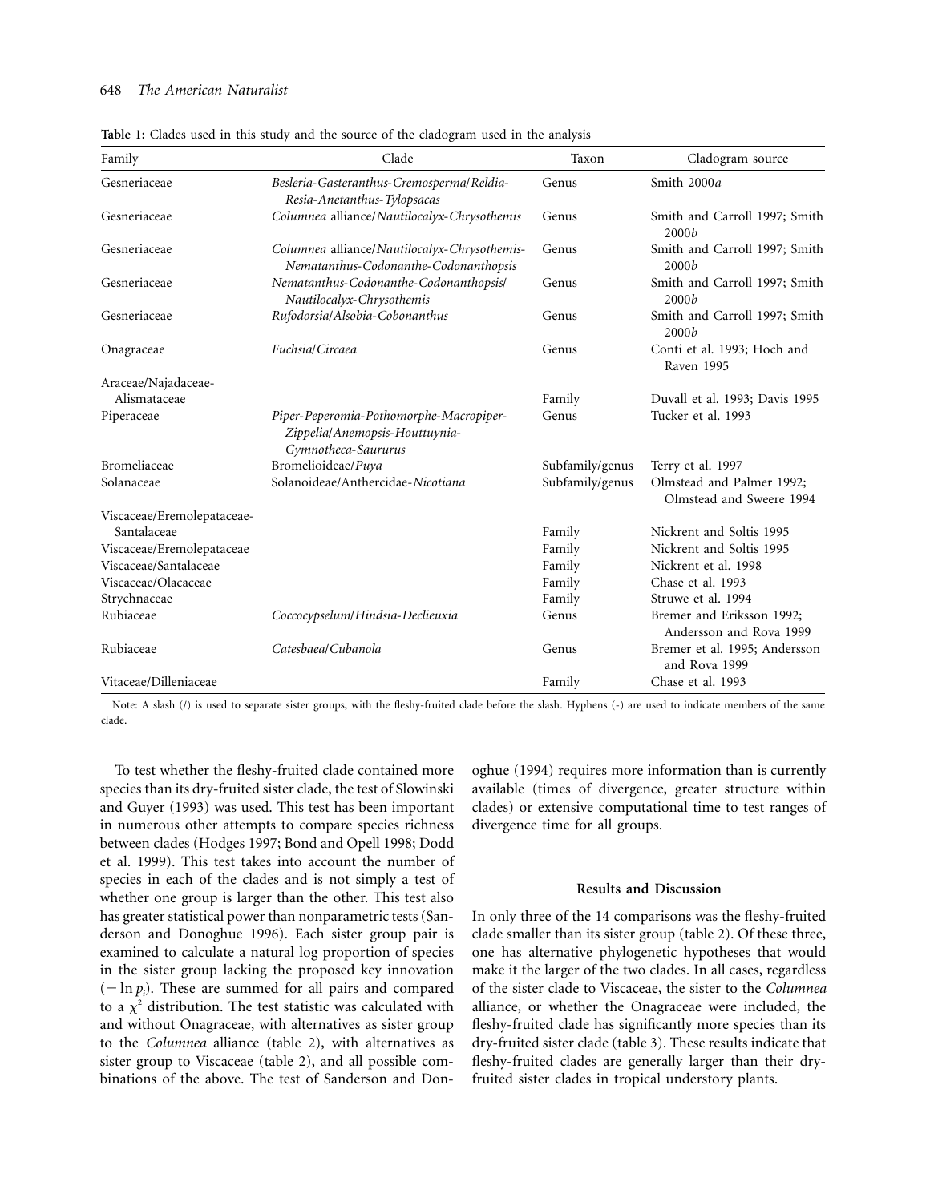**Table 1:** Clades used in this study and the source of the cladogram used in the analysis

| Family | Clade | Taxon | Cladogram source |
|---|---|---|---|
| Gesneriaceae | *Besleria-Gasteranthus-Cremosperma*/*Reldia-Resia-Anetanthus-Tylopsacas* | Genus | Smith 2000*a* |
| Gesneriaceae | *Columnea* alliance/*Nautilocalyx-Chrysothemis* | Genus | Smith and Carroll 1997; Smith 2000*b* |
| Gesneriaceae | *Columnea* alliance/*Nautilocalyx-Chrysothemis-Nematanthus-Codonanthe-Codonanthopsis* | Genus | Smith and Carroll 1997; Smith 2000*b* |
| Gesneriaceae | *Nematanthus-Codonanthe-Codonanthopsis*/*Nautilocalyx-Chrysothemis* | Genus | Smith and Carroll 1997; Smith 2000*b* |
| Gesneriaceae | *Rufodorsia*/*Alsobia-Cobonanthus* | Genus | Smith and Carroll 1997; Smith 2000*b* |
| Onagraceae | *Fuchsia*/*Circaea* | Genus | Conti et al. 1993; Hoch and Raven 1995 |
| Araceae/Najadaceae-Alismataceae | | Family | Duvall et al. 1993; Davis 1995 |
| Piperaceae | *Piper-Peperomia-Pothomorphe-Macropiper-Zippelia*/*Anemopsis-Houttuynia-Gymnotheca-Saururus* | Genus | Tucker et al. 1993 |
| Bromeliaceae | Bromelioideae/*Puya* | Subfamily/genus | Terry et al. 1997 |
| Solanaceae | Solanoideae/Anthercidae-*Nicotiana* | Subfamily/genus | Olmstead and Palmer 1992; Olmstead and Sweere 1994 |
| Viscaceae/Eremolepataceae-Santalaceae | | Family | Nickrent and Soltis 1995 |
| Viscaceae/Eremolepataceae | | Family | Nickrent and Soltis 1995 |
| Viscaceae/Santalaceae | | Family | Nickrent et al. 1998 |
| Viscaceae/Olacaceae | | Family | Chase et al. 1993 |
| Strychnaceae | | Family | Struwe et al. 1994 |
| Rubiaceae | *Coccocypselum*/*Hindsia-Declieuxia* | Genus | Bremer and Eriksson 1992; Andersson and Rova 1999 |
| Rubiaceae | *Catesbaea*/*Cubanola* | Genus | Bremer et al. 1995; Andersson and Rova 1999 |
| Vitaceae/Dilleniaceae | | Family | Chase et al. 1993 |

Note: A slash (/) is used to separate sister groups, with the fleshy-fruited clade before the slash. Hyphens (-) are used to indicate members of the same clade.

To test whether the fleshy-fruited clade contained more species than its dry-fruited sister clade, the test of Slowinski and Guyer (1993) was used. This test has been important in numerous other attempts to compare species richness between clades (Hodges 1997; Bond and Opell 1998; Dodd et al. 1999). This test takes into account the number of species in each of the clades and is not simply a test of whether one group is larger than the other. This test also has greater statistical power than nonparametric tests (Sanderson and Donoghue 1996). Each sister group pair is examined to calculate a natural log proportion of species in the sister group lacking the proposed key innovation ($-\ln p_i$). These are summed for all pairs and compared to a $\chi^2$ distribution. The test statistic was calculated with and without Onagraceae, with alternatives as sister group to the *Columnea* alliance (table 2), with alternatives as sister group to Viscaceae (table 2), and all possible combinations of the above. The test of Sanderson and Donoghue (1994) requires more information than is currently available (times of divergence, greater structure within clades) or extensive computational time to test ranges of divergence time for all groups.

## Results and Discussion

In only three of the 14 comparisons was the fleshy-fruited clade smaller than its sister group (table 2). Of these three, one has alternative phylogenetic hypotheses that would make it the larger of the two clades. In all cases, regardless of the sister clade to Viscaceae, the sister to the *Columnea* alliance, or whether the Onagraceae were included, the fleshy-fruited clade has significantly more species than its dry-fruited sister clade (table 3). These results indicate that fleshy-fruited clades are generally larger than their dry-fruited sister clades in tropical understory plants.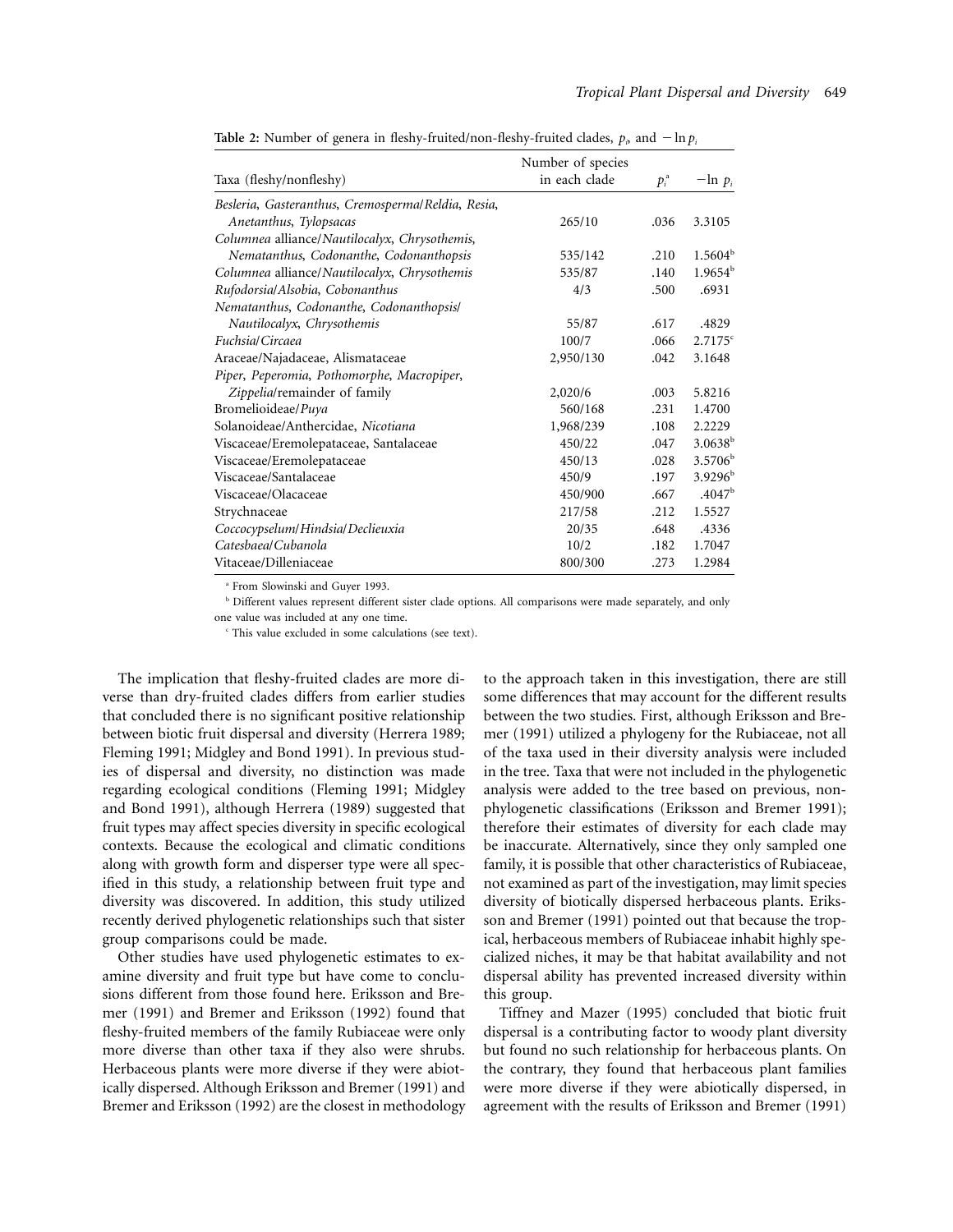**Table 2:** Number of genera in fleshy-fruited/non-fleshy-fruited clades, $p_i$, and $-\ln p_i$

| Taxa (fleshy/nonfleshy) | Number of species in each clade | $p_i$[a] | $-\ln p_i$ |
|---|---|---|---|
| *Besleria*, *Gasteranthus*, *Cremosperma*/*Reldia*, *Resia*, *Anetanthus*, *Tylopsacas* | 265/10 | .036 | 3.3105 |
| *Columnea* alliance/*Nautilocalyx*, *Chrysothemis*, *Nematanthus*, *Codonanthe*, *Codonanthopsis* | 535/142 | .210 | 1.5604[b] |
| *Columnea* alliance/*Nautilocalyx*, *Chrysothemis* | 535/87 | .140 | 1.9654[b] |
| *Rufodorsia*/*Alsobia*, *Cobonanthus* | 4/3 | .500 | .6931 |
| *Nematanthus*, *Codonanthe*, *Codonanthopsis*/ *Nautilocalyx*, *Chrysothemis* | 55/87 | .617 | .4829 |
| *Fuchsia*/*Circaea* | 100/7 | .066 | 2.7175[c] |
| Araceae/Najadaceae, Alismataceae | 2,950/130 | .042 | 3.1648 |
| *Piper*, *Peperomia*, *Pothomorphe*, *Macropiper*, *Zippelia*/remainder of family | 2,020/6 | .003 | 5.8216 |
| Bromelioideae/*Puya* | 560/168 | .231 | 1.4700 |
| Solanoideae/Anthercidae, *Nicotiana* | 1,968/239 | .108 | 2.2229 |
| Viscaceae/Eremolepataceae, Santalaceae | 450/22 | .047 | 3.0638[b] |
| Viscaceae/Eremolepataceae | 450/13 | .028 | 3.5706[b] |
| Viscaceae/Santalaceae | 450/9 | .197 | 3.9296[b] |
| Viscaceae/Olacaceae | 450/900 | .667 | .4047[b] |
| Strychnaceae | 217/58 | .212 | 1.5527 |
| *Coccocypselum*/*Hindsia*/*Declieuxia* | 20/35 | .648 | .4336 |
| *Catesbaea*/*Cubanola* | 10/2 | .182 | 1.7047 |
| Vitaceae/Dilleniaceae | 800/300 | .273 | 1.2984 |

[a] From Slowinski and Guyer 1993.

[b] Different values represent different sister clade options. All comparisons were made separately, and only one value was included at any one time.

[c] This value excluded in some calculations (see text).

The implication that fleshy-fruited clades are more diverse than dry-fruited clades differs from earlier studies that concluded there is no significant positive relationship between biotic fruit dispersal and diversity (Herrera 1989; Fleming 1991; Midgley and Bond 1991). In previous studies of dispersal and diversity, no distinction was made regarding ecological conditions (Fleming 1991; Midgley and Bond 1991), although Herrera (1989) suggested that fruit types may affect species diversity in specific ecological contexts. Because the ecological and climatic conditions along with growth form and disperser type were all specified in this study, a relationship between fruit type and diversity was discovered. In addition, this study utilized recently derived phylogenetic relationships such that sister group comparisons could be made.

Other studies have used phylogenetic estimates to examine diversity and fruit type but have come to conclusions different from those found here. Eriksson and Bremer (1991) and Bremer and Eriksson (1992) found that fleshy-fruited members of the family Rubiaceae were only more diverse than other taxa if they also were shrubs. Herbaceous plants were more diverse if they were abiotically dispersed. Although Eriksson and Bremer (1991) and Bremer and Eriksson (1992) are the closest in methodology to the approach taken in this investigation, there are still some differences that may account for the different results between the two studies. First, although Eriksson and Bremer (1991) utilized a phylogeny for the Rubiaceae, not all of the taxa used in their diversity analysis were included in the tree. Taxa that were not included in the phylogenetic analysis were added to the tree based on previous, nonphylogenetic classifications (Eriksson and Bremer 1991); therefore their estimates of diversity for each clade may be inaccurate. Alternatively, since they only sampled one family, it is possible that other characteristics of Rubiaceae, not examined as part of the investigation, may limit species diversity of biotically dispersed herbaceous plants. Eriksson and Bremer (1991) pointed out that because the tropical, herbaceous members of Rubiaceae inhabit highly specialized niches, it may be that habitat availability and not dispersal ability has prevented increased diversity within this group.

Tiffney and Mazer (1995) concluded that biotic fruit dispersal is a contributing factor to woody plant diversity but found no such relationship for herbaceous plants. On the contrary, they found that herbaceous plant families were more diverse if they were abiotically dispersed, in agreement with the results of Eriksson and Bremer (1991)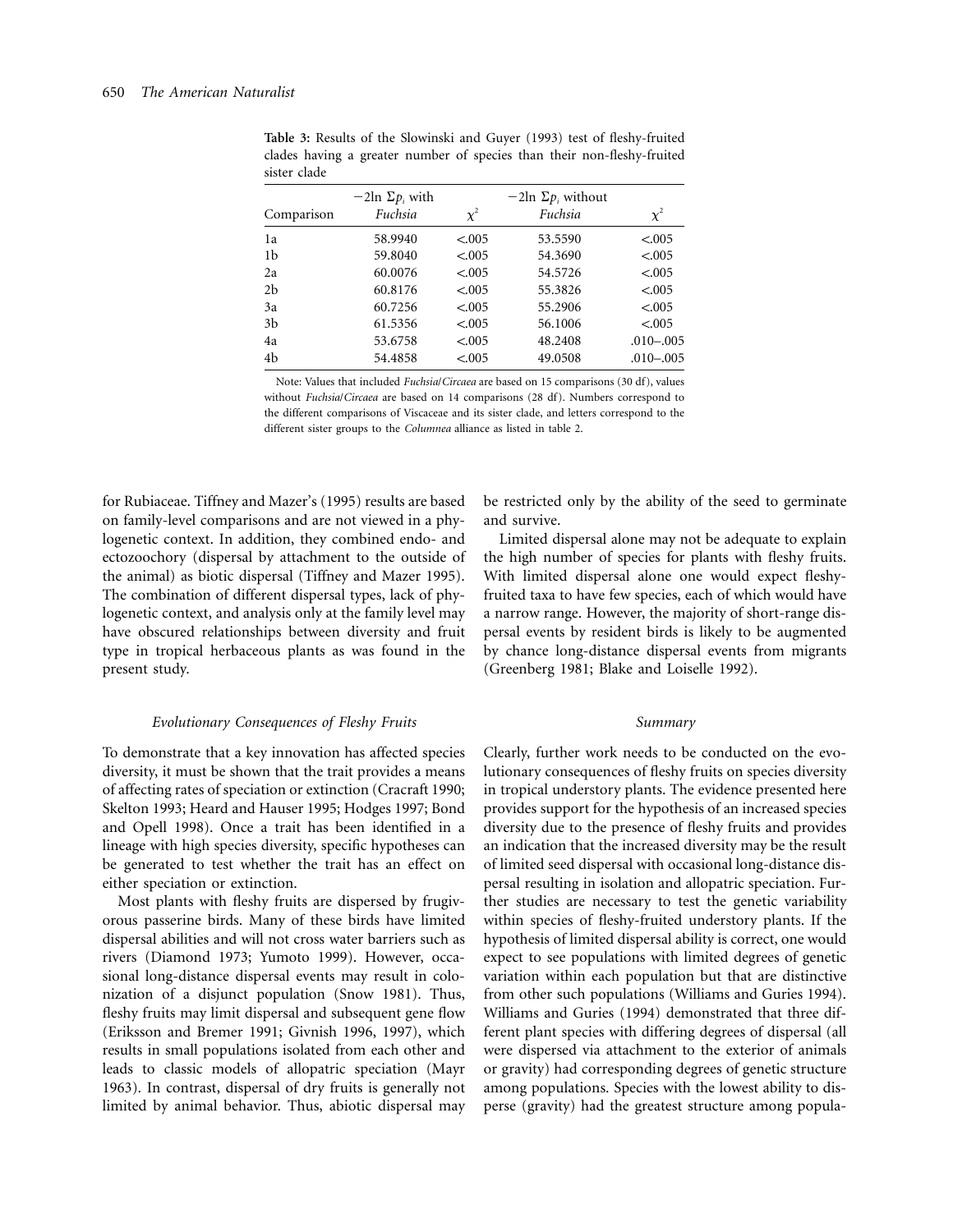**Table 3:** Results of the Slowinski and Guyer (1993) test of fleshy-fruited clades having a greater number of species than their non-fleshy-fruited sister clade

| Comparison | $-2\ln \Sigma p_i$ with *Fuchsia* | $\chi^2$ | $-2\ln \Sigma p_i$ without *Fuchsia* | $\chi^2$ |
|---|---|---|---|---|
| 1a | 58.9940 | <.005 | 53.5590 | <.005 |
| 1b | 59.8040 | <.005 | 54.3690 | <.005 |
| 2a | 60.0076 | <.005 | 54.5726 | <.005 |
| 2b | 60.8176 | <.005 | 55.3826 | <.005 |
| 3a | 60.7256 | <.005 | 55.2906 | <.005 |
| 3b | 61.5356 | <.005 | 56.1006 | <.005 |
| 4a | 53.6758 | <.005 | 48.2408 | .010–.005 |
| 4b | 54.4858 | <.005 | 49.0508 | .010–.005 |

Note: Values that included *Fuchsia*/*Circaea* are based on 15 comparisons (30 df), values without *Fuchsia*/*Circaea* are based on 14 comparisons (28 df). Numbers correspond to the different comparisons of Viscaceae and its sister clade, and letters correspond to the different sister groups to the *Columnea* alliance as listed in table 2.

for Rubiaceae. Tiffney and Mazer's (1995) results are based on family-level comparisons and are not viewed in a phylogenetic context. In addition, they combined endo- and ectozoochory (dispersal by attachment to the outside of the animal) as biotic dispersal (Tiffney and Mazer 1995). The combination of different dispersal types, lack of phylogenetic context, and analysis only at the family level may have obscured relationships between diversity and fruit type in tropical herbaceous plants as was found in the present study.

### *Evolutionary Consequences of Fleshy Fruits*

To demonstrate that a key innovation has affected species diversity, it must be shown that the trait provides a means of affecting rates of speciation or extinction (Cracraft 1990; Skelton 1993; Heard and Hauser 1995; Hodges 1997; Bond and Opell 1998). Once a trait has been identified in a lineage with high species diversity, specific hypotheses can be generated to test whether the trait has an effect on either speciation or extinction.

Most plants with fleshy fruits are dispersed by frugivorous passerine birds. Many of these birds have limited dispersal abilities and will not cross water barriers such as rivers (Diamond 1973; Yumoto 1999). However, occasional long-distance dispersal events may result in colonization of a disjunct population (Snow 1981). Thus, fleshy fruits may limit dispersal and subsequent gene flow (Eriksson and Bremer 1991; Givnish 1996, 1997), which results in small populations isolated from each other and leads to classic models of allopatric speciation (Mayr 1963). In contrast, dispersal of dry fruits is generally not limited by animal behavior. Thus, abiotic dispersal may be restricted only by the ability of the seed to germinate and survive.

Limited dispersal alone may not be adequate to explain the high number of species for plants with fleshy fruits. With limited dispersal alone one would expect fleshy-fruited taxa to have few species, each of which would have a narrow range. However, the majority of short-range dispersal events by resident birds is likely to be augmented by chance long-distance dispersal events from migrants (Greenberg 1981; Blake and Loiselle 1992).

### *Summary*

Clearly, further work needs to be conducted on the evolutionary consequences of fleshy fruits on species diversity in tropical understory plants. The evidence presented here provides support for the hypothesis of an increased species diversity due to the presence of fleshy fruits and provides an indication that the increased diversity may be the result of limited seed dispersal with occasional long-distance dispersal resulting in isolation and allopatric speciation. Further studies are necessary to test the genetic variability within species of fleshy-fruited understory plants. If the hypothesis of limited dispersal ability is correct, one would expect to see populations with limited degrees of genetic variation within each population but that are distinctive from other such populations (Williams and Guries 1994). Williams and Guries (1994) demonstrated that three different plant species with differing degrees of dispersal (all were dispersed via attachment to the exterior of animals or gravity) had corresponding degrees of genetic structure among populations. Species with the lowest ability to disperse (gravity) had the greatest structure among popula-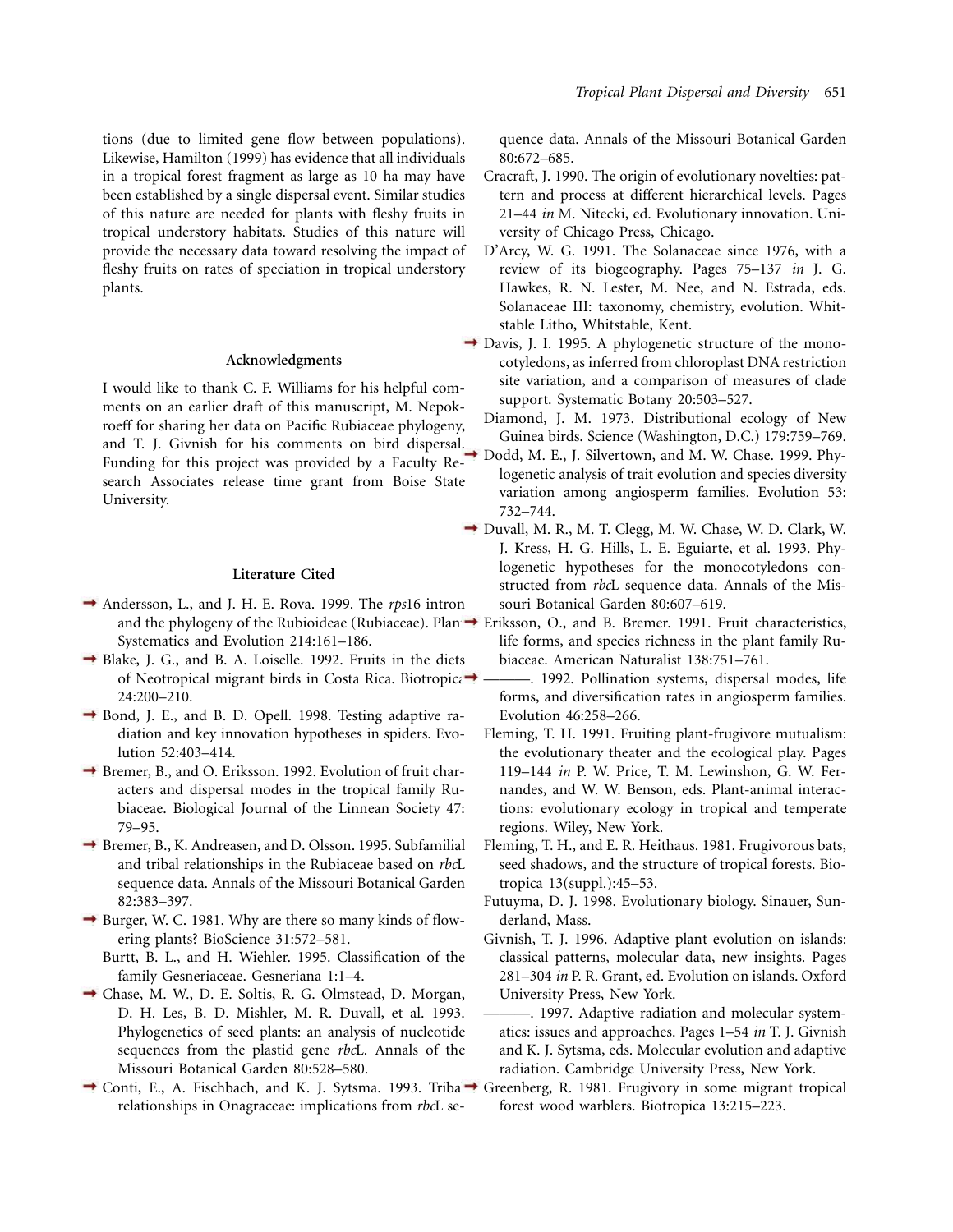tions (due to limited gene flow between populations). Likewise, Hamilton (1999) has evidence that all individuals in a tropical forest fragment as large as 10 ha may have been established by a single dispersal event. Similar studies of this nature are needed for plants with fleshy fruits in tropical understory habitats. Studies of this nature will provide the necessary data toward resolving the impact of fleshy fruits on rates of speciation in tropical understory plants.

### Acknowledgments

I would like to thank C. F. Williams for his helpful comments on an earlier draft of this manuscript, M. Nepokroeff for sharing her data on Pacific Rubiaceae phylogeny, and T. J. Givnish for his comments on bird dispersal. Funding for this project was provided by a Faculty Research Associates release time grant from Boise State University.

### Literature Cited

Andersson, L., and J. H. E. Rova. 1999. The *rps*16 intron and the phylogeny of the Rubioideae (Rubiaceae). Plant Systematics and Evolution 214:161–186.

Blake, J. G., and B. A. Loiselle. 1992. Fruits in the diets of Neotropical migrant birds in Costa Rica. Biotropica 24:200–210.

Bond, J. E., and B. D. Opell. 1998. Testing adaptive radiation and key innovation hypotheses in spiders. Evolution 52:403–414.

Bremer, B., and O. Eriksson. 1992. Evolution of fruit characters and dispersal modes in the tropical family Rubiaceae. Biological Journal of the Linnean Society 47: 79–95.

Bremer, B., K. Andreasen, and D. Olsson. 1995. Subfamilial and tribal relationships in the Rubiaceae based on *rbc*L sequence data. Annals of the Missouri Botanical Garden 82:383–397.

Burger, W. C. 1981. Why are there so many kinds of flowering plants? BioScience 31:572–581.

Burtt, B. L., and H. Wiehler. 1995. Classification of the family Gesneriaceae. Gesneriana 1:1–4.

Chase, M. W., D. E. Soltis, R. G. Olmstead, D. Morgan, D. H. Les, B. D. Mishler, M. R. Duvall, et al. 1993. Phylogenetics of seed plants: an analysis of nucleotide sequences from the plastid gene *rbc*L. Annals of the Missouri Botanical Garden 80:528–580.

Conti, E., A. Fischbach, and K. J. Sytsma. 1993. Tribal relationships in Onagraceae: implications from *rbc*L sequence data. Annals of the Missouri Botanical Garden 80:672–685.

Cracraft, J. 1990. The origin of evolutionary novelties: pattern and process at different hierarchical levels. Pages 21–44 *in* M. Nitecki, ed. Evolutionary innovation. University of Chicago Press, Chicago.

D'Arcy, W. G. 1991. The Solanaceae since 1976, with a review of its biogeography. Pages 75–137 *in* J. G. Hawkes, R. N. Lester, M. Nee, and N. Estrada, eds. Solanaceae III: taxonomy, chemistry, evolution. Whitstable Litho, Whitstable, Kent.

Davis, J. I. 1995. A phylogenetic structure of the monocotyledons, as inferred from chloroplast DNA restriction site variation, and a comparison of measures of clade support. Systematic Botany 20:503–527.

Diamond, J. M. 1973. Distributional ecology of New Guinea birds. Science (Washington, D.C.) 179:759–769.

Dodd, M. E., J. Silvertown, and M. W. Chase. 1999. Phylogenetic analysis of trait evolution and species diversity variation among angiosperm families. Evolution 53: 732–744.

Duvall, M. R., M. T. Clegg, M. W. Chase, W. D. Clark, W. J. Kress, H. G. Hills, L. E. Eguiarte, et al. 1993. Phylogenetic hypotheses for the monocotyledons constructed from *rbc*L sequence data. Annals of the Missouri Botanical Garden 80:607–619.

Eriksson, O., and B. Bremer. 1991. Fruit characteristics, life forms, and species richness in the plant family Rubiaceae. American Naturalist 138:751–761.

———. 1992. Pollination systems, dispersal modes, life forms, and diversification rates in angiosperm families. Evolution 46:258–266.

Fleming, T. H. 1991. Fruiting plant-frugivore mutualism: the evolutionary theater and the ecological play. Pages 119–144 *in* P. W. Price, T. M. Lewinshon, G. W. Fernandes, and W. W. Benson, eds. Plant-animal interactions: evolutionary ecology in tropical and temperate regions. Wiley, New York.

Fleming, T. H., and E. R. Heithaus. 1981. Frugivorous bats, seed shadows, and the structure of tropical forests. Biotropica 13(suppl.):45–53.

Futuyma, D. J. 1998. Evolutionary biology. Sinauer, Sunderland, Mass.

Givnish, T. J. 1996. Adaptive plant evolution on islands: classical patterns, molecular data, new insights. Pages 281–304 *in* P. R. Grant, ed. Evolution on islands. Oxford University Press, New York.

———. 1997. Adaptive radiation and molecular systematics: issues and approaches. Pages 1–54 *in* T. J. Givnish and K. J. Sytsma, eds. Molecular evolution and adaptive radiation. Cambridge University Press, New York.

Greenberg, R. 1981. Frugivory in some migrant tropical forest wood warblers. Biotropica 13:215–223.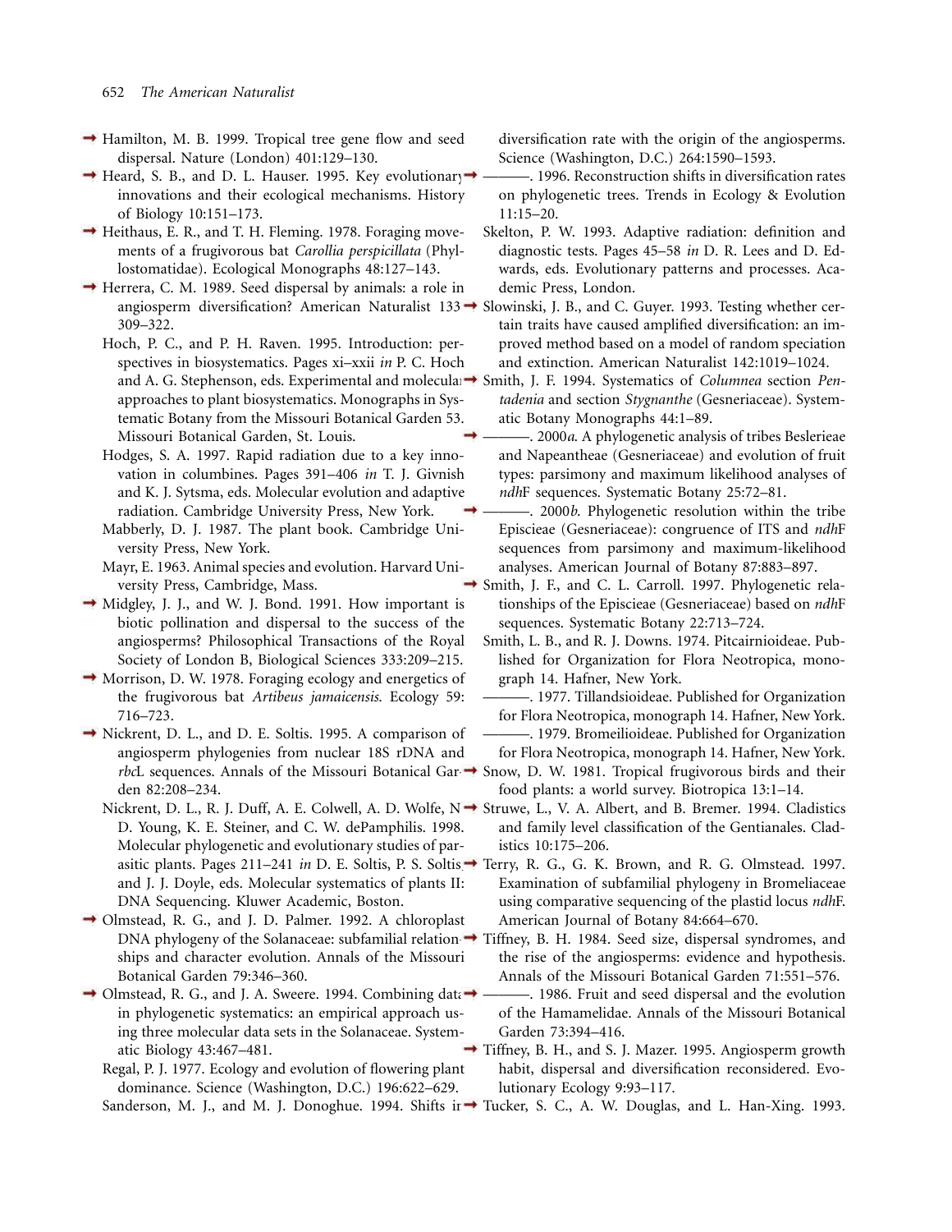Hamilton, M. B. 1999. Tropical tree gene flow and seed dispersal. Nature (London) 401:129–130.

Heard, S. B., and D. L. Hauser. 1995. Key evolutionary innovations and their ecological mechanisms. History of Biology 10:151–173.

Heithaus, E. R., and T. H. Fleming. 1978. Foraging movements of a frugivorous bat *Carollia perspicillata* (Phyllostomatidae). Ecological Monographs 48:127–143.

Herrera, C. M. 1989. Seed dispersal by animals: a role in angiosperm diversification? American Naturalist 133: 309–322.

Hoch, P. C., and P. H. Raven. 1995. Introduction: perspectives in biosystematics. Pages xi–xxii *in* P. C. Hoch and A. G. Stephenson, eds. Experimental and molecular approaches to plant biosystematics. Monographs in Systematic Botany from the Missouri Botanical Garden 53. Missouri Botanical Garden, St. Louis.

Hodges, S. A. 1997. Rapid radiation due to a key innovation in columbines. Pages 391–406 *in* T. J. Givnish and K. J. Sytsma, eds. Molecular evolution and adaptive radiation. Cambridge University Press, New York.

Mabberly, D. J. 1987. The plant book. Cambridge University Press, New York.

Mayr, E. 1963. Animal species and evolution. Harvard University Press, Cambridge, Mass.

Midgley, J. J., and W. J. Bond. 1991. How important is biotic pollination and dispersal to the success of the angiosperms? Philosophical Transactions of the Royal Society of London B, Biological Sciences 333:209–215.

Morrison, D. W. 1978. Foraging ecology and energetics of the frugivorous bat *Artibeus jamaicensis*. Ecology 59: 716–723.

Nickrent, D. L., and D. E. Soltis. 1995. A comparison of angiosperm phylogenies from nuclear 18S rDNA and *rbc*L sequences. Annals of the Missouri Botanical Garden 82:208–234.

Nickrent, D. L., R. J. Duff, A. E. Colwell, A. D. Wolfe, N. D. Young, K. E. Steiner, and C. W. dePamphilis. 1998. Molecular phylogenetic and evolutionary studies of parasitic plants. Pages 211–241 *in* D. E. Soltis, P. S. Soltis, and J. J. Doyle, eds. Molecular systematics of plants II: DNA Sequencing. Kluwer Academic, Boston.

Olmstead, R. G., and J. D. Palmer. 1992. A chloroplast DNA phylogeny of the Solanaceae: subfamilial relationships and character evolution. Annals of the Missouri Botanical Garden 79:346–360.

Olmstead, R. G., and J. A. Sweere. 1994. Combining data in phylogenetic systematics: an empirical approach using three molecular data sets in the Solanaceae. Systematic Biology 43:467–481.

Regal, P. J. 1977. Ecology and evolution of flowering plant dominance. Science (Washington, D.C.) 196:622–629.

Sanderson, M. J., and M. J. Donoghue. 1994. Shifts in diversification rate with the origin of the angiosperms. Science (Washington, D.C.) 264:1590–1593.

———. 1996. Reconstruction shifts in diversification rates on phylogenetic trees. Trends in Ecology & Evolution 11:15–20.

Skelton, P. W. 1993. Adaptive radiation: definition and diagnostic tests. Pages 45–58 *in* D. R. Lees and D. Edwards, eds. Evolutionary patterns and processes. Academic Press, London.

Slowinski, J. B., and C. Guyer. 1993. Testing whether certain traits have caused amplified diversification: an improved method based on a model of random speciation and extinction. American Naturalist 142:1019–1024.

Smith, J. F. 1994. Systematics of *Columnea* section *Pentadenia* and section *Stygnanthe* (Gesneriaceae). Systematic Botany Monographs 44:1–89.

———. 2000*a*. A phylogenetic analysis of tribes Beslerieae and Napeantheae (Gesneriaceae) and evolution of fruit types: parsimony and maximum likelihood analyses of *ndh*F sequences. Systematic Botany 25:72–81.

———. 2000*b*. Phylogenetic resolution within the tribe Episcieae (Gesneriaceae): congruence of ITS and *ndh*F sequences from parsimony and maximum-likelihood analyses. American Journal of Botany 87:883–897.

Smith, J. F., and C. L. Carroll. 1997. Phylogenetic relationships of the Episcieae (Gesneriaceae) based on *ndh*F sequences. Systematic Botany 22:713–724.

Smith, L. B., and R. J. Downs. 1974. Pitcairnioideae. Published for Organization for Flora Neotropica, monograph 14. Hafner, New York.

———. 1977. Tillandsioideae. Published for Organization for Flora Neotropica, monograph 14. Hafner, New York.

———. 1979. Bromeilioideae. Published for Organization for Flora Neotropica, monograph 14. Hafner, New York.

Snow, D. W. 1981. Tropical frugivorous birds and their food plants: a world survey. Biotropica 13:1–14.

Struwe, L., V. A. Albert, and B. Bremer. 1994. Cladistics and family level classification of the Gentianales. Cladistics 10:175–206.

Terry, R. G., G. K. Brown, and R. G. Olmstead. 1997. Examination of subfamilial phylogeny in Bromeliaceae using comparative sequencing of the plastid locus *ndh*F. American Journal of Botany 84:664–670.

Tiffney, B. H. 1984. Seed size, dispersal syndromes, and the rise of the angiosperms: evidence and hypothesis. Annals of the Missouri Botanical Garden 71:551–576.

———. 1986. Fruit and seed dispersal and the evolution of the Hamamelidae. Annals of the Missouri Botanical Garden 73:394–416.

Tiffney, B. H., and S. J. Mazer. 1995. Angiosperm growth habit, dispersal and diversification reconsidered. Evolutionary Ecology 9:93–117.

Tucker, S. C., A. W. Douglas, and L. Han-Xing. 1993.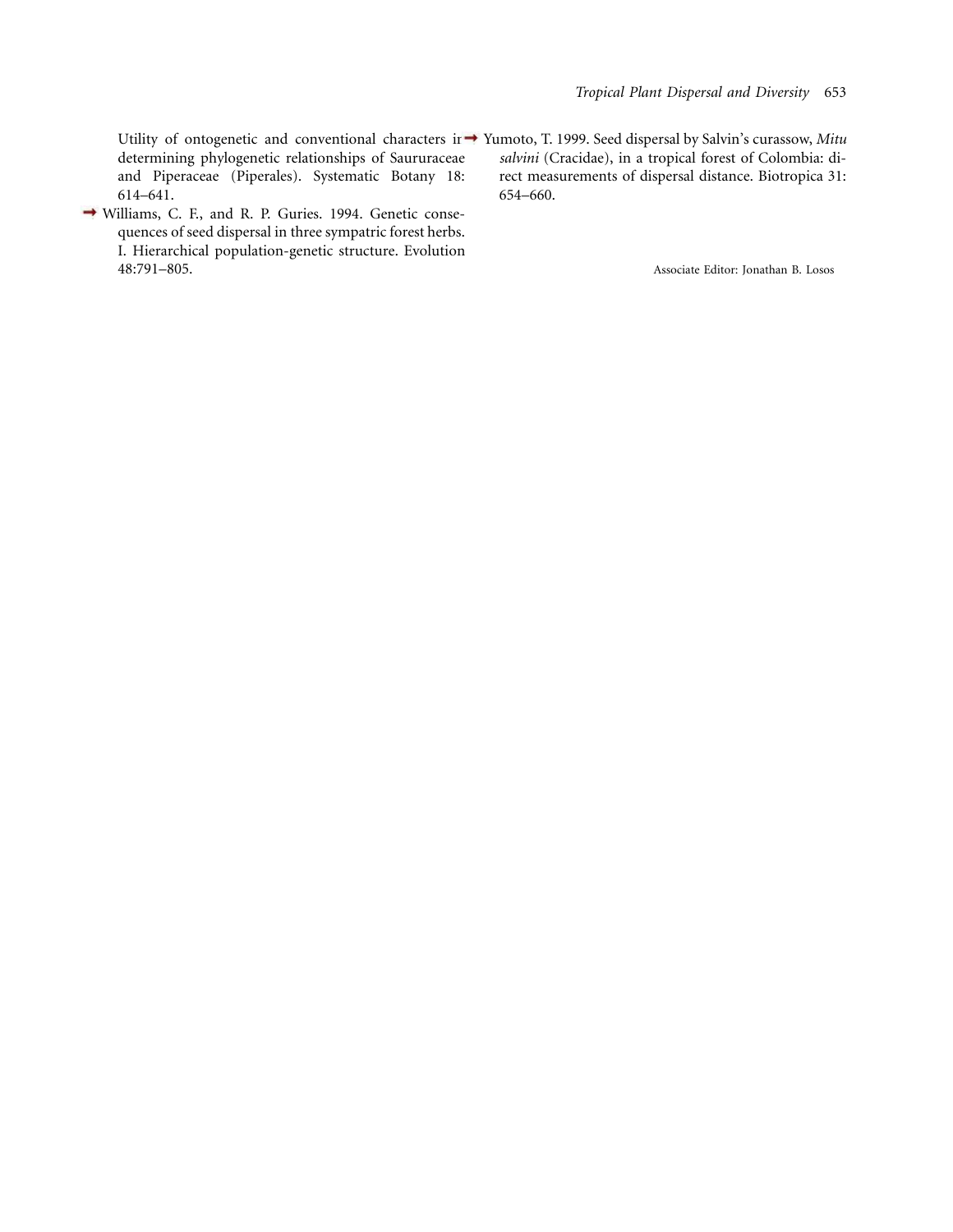Utility of ontogenetic and conventional characters in determining phylogenetic relationships of Saururaceae and Piperaceae (Piperales). Systematic Botany 18: 614–641.

Williams, C. F., and R. P. Guries. 1994. Genetic consequences of seed dispersal in three sympatric forest herbs. I. Hierarchical population-genetic structure. Evolution 48:791–805.

Yumoto, T. 1999. Seed dispersal by Salvin's curassow, *Mitu salvini* (Cracidae), in a tropical forest of Colombia: direct measurements of dispersal distance. Biotropica 31: 654–660.

Associate Editor: Jonathan B. Losos